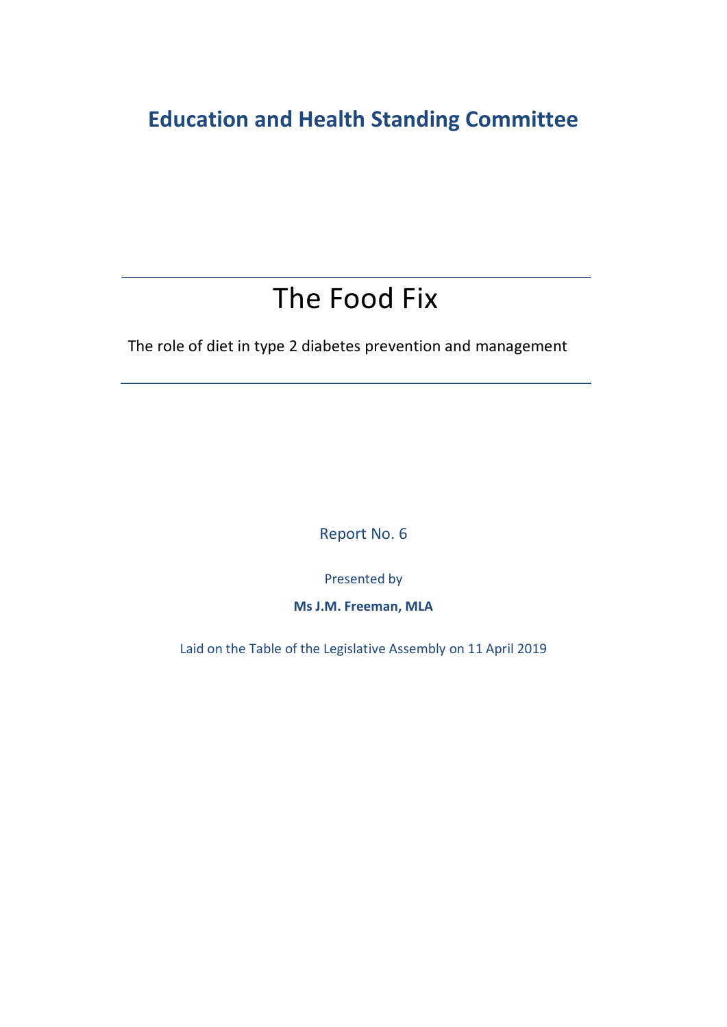## Education and Health Standing Committee

# The Food Fix

The role of diet in type 2 diabetes prevention and management

Report No. 6

Presented by

**Ms J.M. Freeman, MLA**

Laid on the Table of the Legislative Assembly on 11 April 2019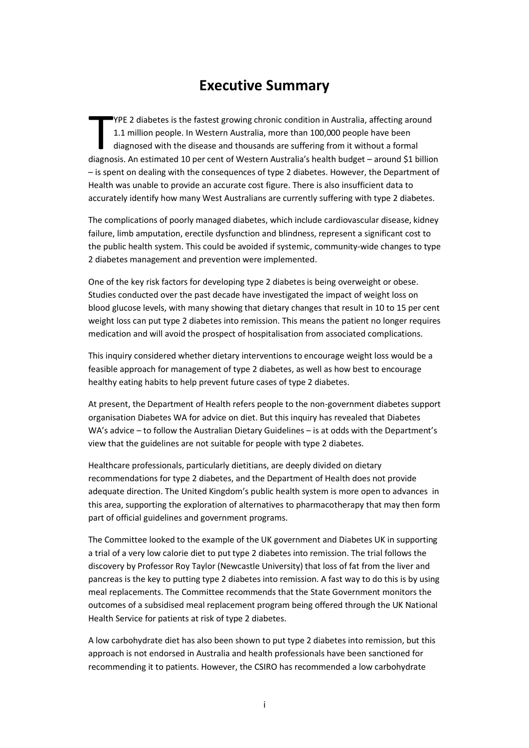# Executive Summary

TYPE 2 diabetes is the fastest growing chronic condition in Australia, affecting around 1.1 million people. In Western Australia, more than 100,000 people have been diagnosed with the disease and thousands are suffering from it without a formal diagnosis. An estimated 10 per cent of Western Australia's health budget – around $1 billion – is spent on dealing with the consequences of type 2 diabetes. However, the Department of Health was unable to provide an accurate cost figure. There is also insufficient data to accurately identify how many West Australians are currently suffering with type 2 diabetes.

The complications of poorly managed diabetes, which include cardiovascular disease, kidney failure, limb amputation, erectile dysfunction and blindness, represent a significant cost to the public health system. This could be avoided if systemic, community-wide changes to type 2 diabetes management and prevention were implemented.

One of the key risk factors for developing type 2 diabetes is being overweight or obese. Studies conducted over the past decade have investigated the impact of weight loss on blood glucose levels, with many showing that dietary changes that result in 10 to 15 per cent weight loss can put type 2 diabetes into remission. This means the patient no longer requires medication and will avoid the prospect of hospitalisation from associated complications.

This inquiry considered whether dietary interventions to encourage weight loss would be a feasible approach for management of type 2 diabetes, as well as how best to encourage healthy eating habits to help prevent future cases of type 2 diabetes.

At present, the Department of Health refers people to the non-government diabetes support organisation Diabetes WA for advice on diet. But this inquiry has revealed that Diabetes WA's advice – to follow the Australian Dietary Guidelines – is at odds with the Department's view that the guidelines are not suitable for people with type 2 diabetes.

Healthcare professionals, particularly dietitians, are deeply divided on dietary recommendations for type 2 diabetes, and the Department of Health does not provide adequate direction. The United Kingdom's public health system is more open to advances in this area, supporting the exploration of alternatives to pharmacotherapy that may then form part of official guidelines and government programs.

The Committee looked to the example of the UK government and Diabetes UK in supporting a trial of a very low calorie diet to put type 2 diabetes into remission. The trial follows the discovery by Professor Roy Taylor (Newcastle University) that loss of fat from the liver and pancreas is the key to putting type 2 diabetes into remission. A fast way to do this is by using meal replacements. The Committee recommends that the State Government monitors the outcomes of a subsidised meal replacement program being offered through the UK National Health Service for patients at risk of type 2 diabetes.

A low carbohydrate diet has also been shown to put type 2 diabetes into remission, but this approach is not endorsed in Australia and health professionals have been sanctioned for recommending it to patients. However, the CSIRO has recommended a low carbohydrate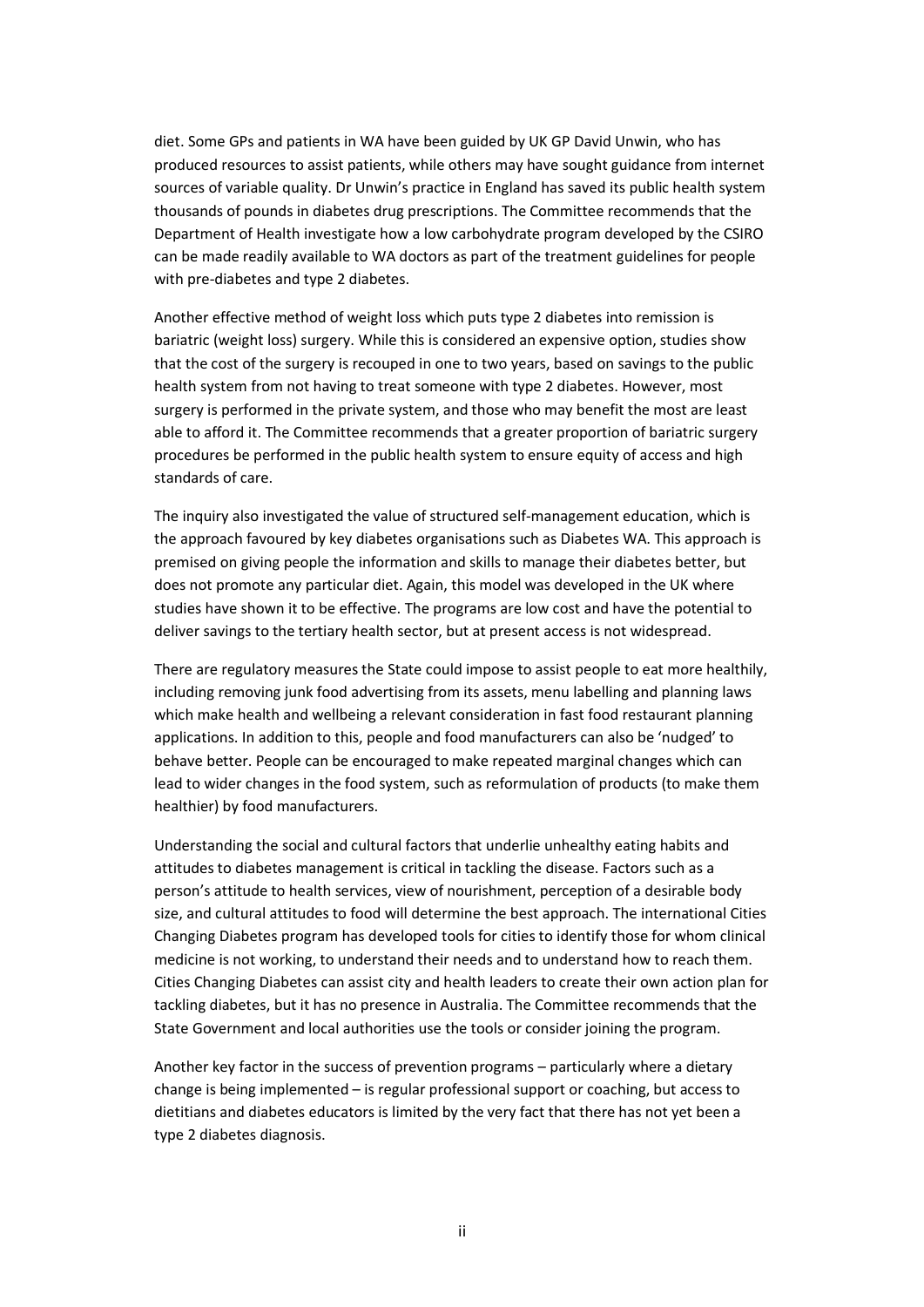diet. Some GPs and patients in WA have been guided by UK GP David Unwin, who has produced resources to assist patients, while others may have sought guidance from internet sources of variable quality. Dr Unwin's practice in England has saved its public health system thousands of pounds in diabetes drug prescriptions. The Committee recommends that the Department of Health investigate how a low carbohydrate program developed by the CSIRO can be made readily available to WA doctors as part of the treatment guidelines for people with pre-diabetes and type 2 diabetes.

Another effective method of weight loss which puts type 2 diabetes into remission is bariatric (weight loss) surgery. While this is considered an expensive option, studies show that the cost of the surgery is recouped in one to two years, based on savings to the public health system from not having to treat someone with type 2 diabetes. However, most surgery is performed in the private system, and those who may benefit the most are least able to afford it. The Committee recommends that a greater proportion of bariatric surgery procedures be performed in the public health system to ensure equity of access and high standards of care.

The inquiry also investigated the value of structured self-management education, which is the approach favoured by key diabetes organisations such as Diabetes WA. This approach is premised on giving people the information and skills to manage their diabetes better, but does not promote any particular diet. Again, this model was developed in the UK where studies have shown it to be effective. The programs are low cost and have the potential to deliver savings to the tertiary health sector, but at present access is not widespread.

There are regulatory measures the State could impose to assist people to eat more healthily, including removing junk food advertising from its assets, menu labelling and planning laws which make health and wellbeing a relevant consideration in fast food restaurant planning applications. In addition to this, people and food manufacturers can also be 'nudged' to behave better. People can be encouraged to make repeated marginal changes which can lead to wider changes in the food system, such as reformulation of products (to make them healthier) by food manufacturers.

Understanding the social and cultural factors that underlie unhealthy eating habits and attitudes to diabetes management is critical in tackling the disease. Factors such as a person's attitude to health services, view of nourishment, perception of a desirable body size, and cultural attitudes to food will determine the best approach. The international Cities Changing Diabetes program has developed tools for cities to identify those for whom clinical medicine is not working, to understand their needs and to understand how to reach them. Cities Changing Diabetes can assist city and health leaders to create their own action plan for tackling diabetes, but it has no presence in Australia. The Committee recommends that the State Government and local authorities use the tools or consider joining the program.

Another key factor in the success of prevention programs – particularly where a dietary change is being implemented – is regular professional support or coaching, but access to dietitians and diabetes educators is limited by the very fact that there has not yet been a type 2 diabetes diagnosis.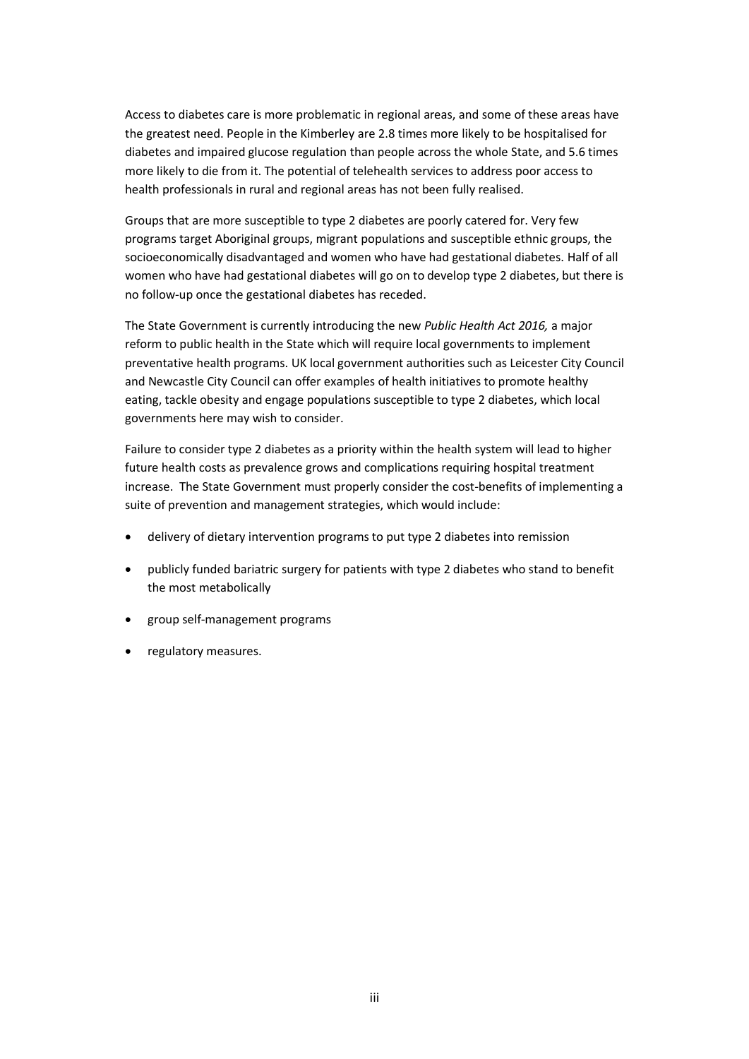Access to diabetes care is more problematic in regional areas, and some of these areas have the greatest need. People in the Kimberley are 2.8 times more likely to be hospitalised for diabetes and impaired glucose regulation than people across the whole State, and 5.6 times more likely to die from it. The potential of telehealth services to address poor access to health professionals in rural and regional areas has not been fully realised.

Groups that are more susceptible to type 2 diabetes are poorly catered for. Very few programs target Aboriginal groups, migrant populations and susceptible ethnic groups, the socioeconomically disadvantaged and women who have had gestational diabetes. Half of all women who have had gestational diabetes will go on to develop type 2 diabetes, but there is no follow-up once the gestational diabetes has receded.

The State Government is currently introducing the new *Public Health Act 2016,* a major reform to public health in the State which will require local governments to implement preventative health programs. UK local government authorities such as Leicester City Council and Newcastle City Council can offer examples of health initiatives to promote healthy eating, tackle obesity and engage populations susceptible to type 2 diabetes, which local governments here may wish to consider.

Failure to consider type 2 diabetes as a priority within the health system will lead to higher future health costs as prevalence grows and complications requiring hospital treatment increase. The State Government must properly consider the cost-benefits of implementing a suite of prevention and management strategies, which would include:

- delivery of dietary intervention programs to put type 2 diabetes into remission
- publicly funded bariatric surgery for patients with type 2 diabetes who stand to benefit the most metabolically
- group self-management programs
- regulatory measures.